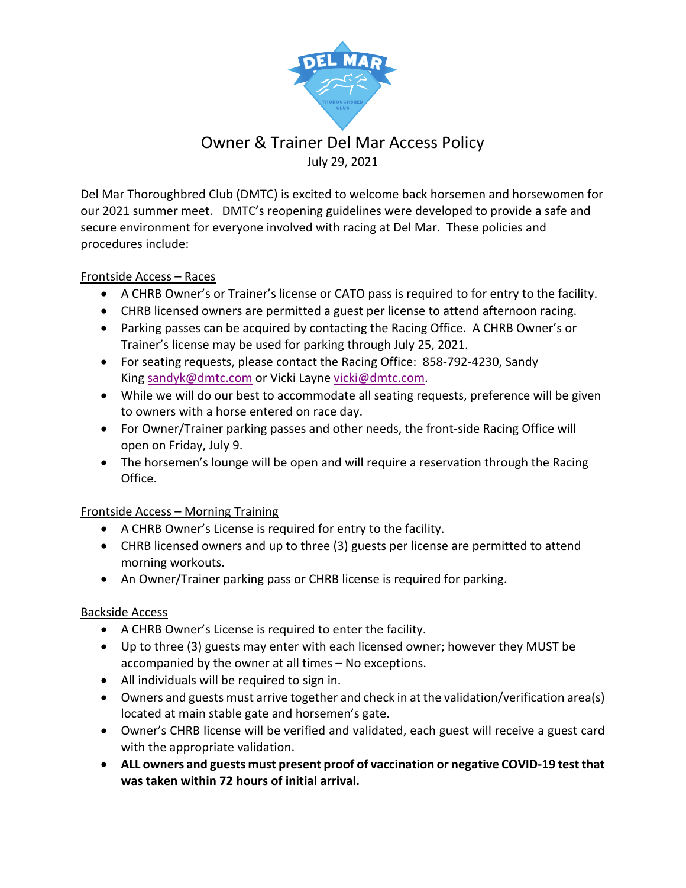# Owner & Trainer Del Mar Access Policy

July 29, 2021

Del Mar Thoroughbred Club (DMTC) is excited to welcome back horsemen and horsewomen for our 2021 summer meet. DMTC's reopening guidelines were developed to provide a safe and secure environment for everyone involved with racing at Del Mar. These policies and procedures include:

## Frontside Access – Races

- A CHRB Owner's or Trainer's license or CATO pass is required to for entry to the facility.
- CHRB licensed owners are permitted a guest per license to attend afternoon racing.
- Parking passes can be acquired by contacting the Racing Office. A CHRB Owner's or Trainer's license may be used for parking through July 25, 2021.
- For seating requests, please contact the Racing Office: 858-792-4230, Sandy King sandyk@dmtc.com or Vicki Layne vicki@dmtc.com.
- While we will do our best to accommodate all seating requests, preference will be given to owners with a horse entered on race day.
- For Owner/Trainer parking passes and other needs, the front-side Racing Office will open on Friday, July 9.
- The horsemen's lounge will be open and will require a reservation through the Racing Office.

## Frontside Access – Morning Training

- A CHRB Owner's License is required for entry to the facility.
- CHRB licensed owners and up to three (3) guests per license are permitted to attend morning workouts.
- An Owner/Trainer parking pass or CHRB license is required for parking.

## Backside Access

- A CHRB Owner's License is required to enter the facility.
- Up to three (3) guests may enter with each licensed owner; however they MUST be accompanied by the owner at all times – No exceptions.
- All individuals will be required to sign in.
- Owners and guests must arrive together and check in at the validation/verification area(s) located at main stable gate and horsemen's gate.
- Owner's CHRB license will be verified and validated, each guest will receive a guest card with the appropriate validation.
- **ALL owners and guests must present proof of vaccination or negative COVID-19 test that was taken within 72 hours of initial arrival.**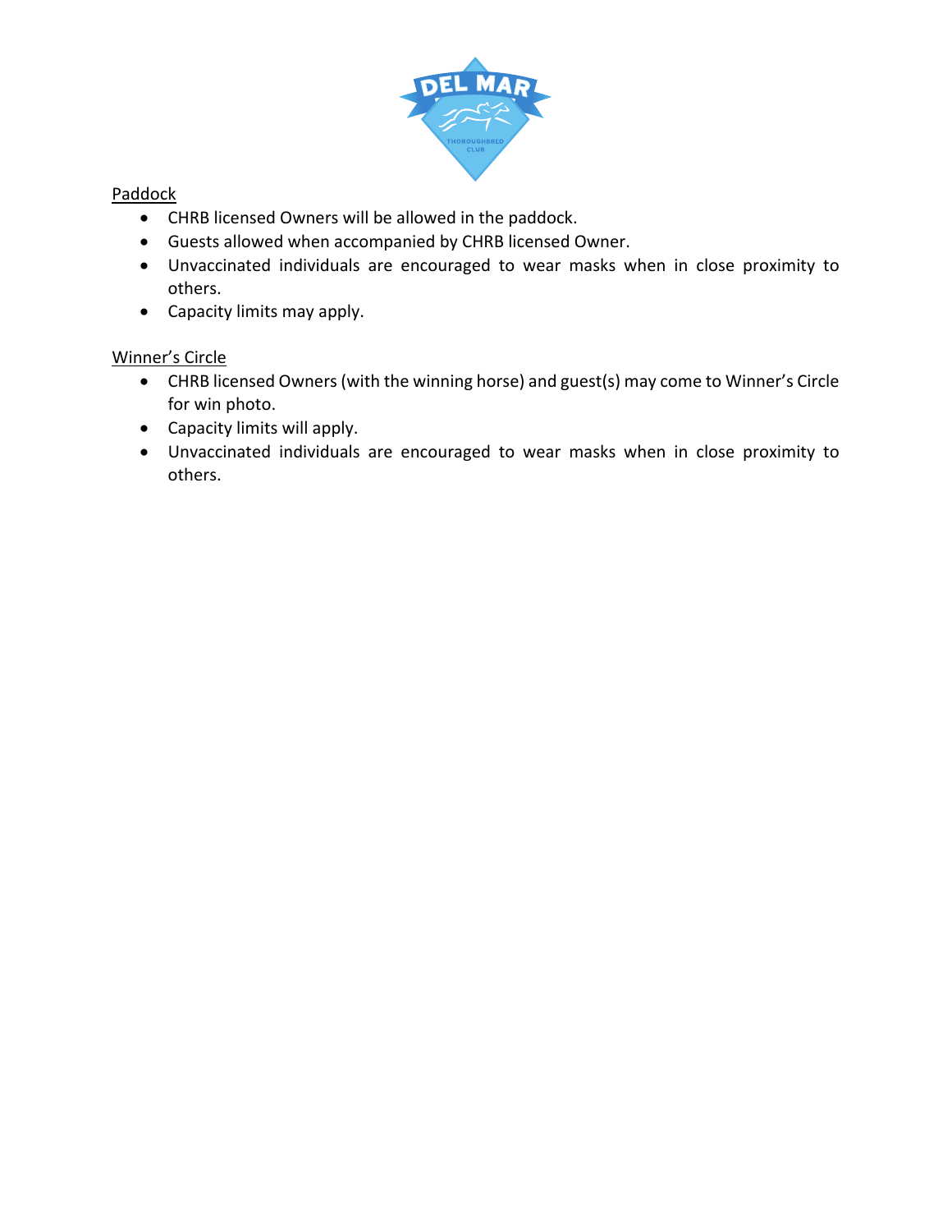Paddock

- CHRB licensed Owners will be allowed in the paddock.
- Guests allowed when accompanied by CHRB licensed Owner.
- Unvaccinated individuals are encouraged to wear masks when in close proximity to others.
- Capacity limits may apply.

Winner's Circle

- CHRB licensed Owners (with the winning horse) and guest(s) may come to Winner's Circle for win photo.
- Capacity limits will apply.
- Unvaccinated individuals are encouraged to wear masks when in close proximity to others.